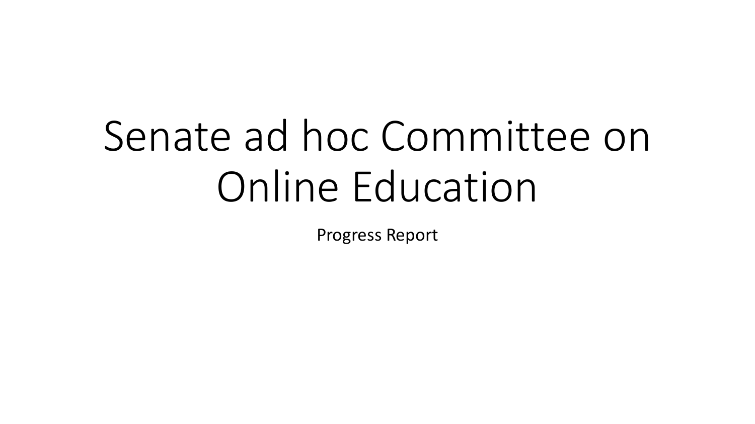# Senate ad hoc Committee on Online Education

Progress Report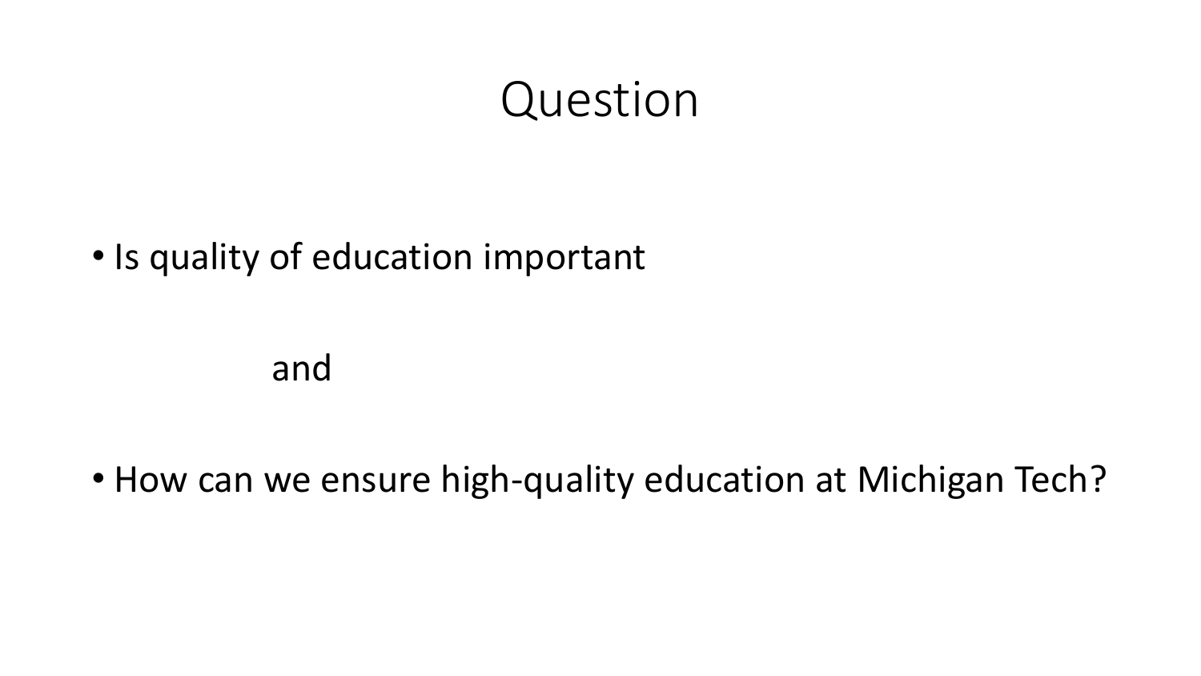# Question

- Is quality of education important

  and

- How can we ensure high-quality education at Michigan Tech?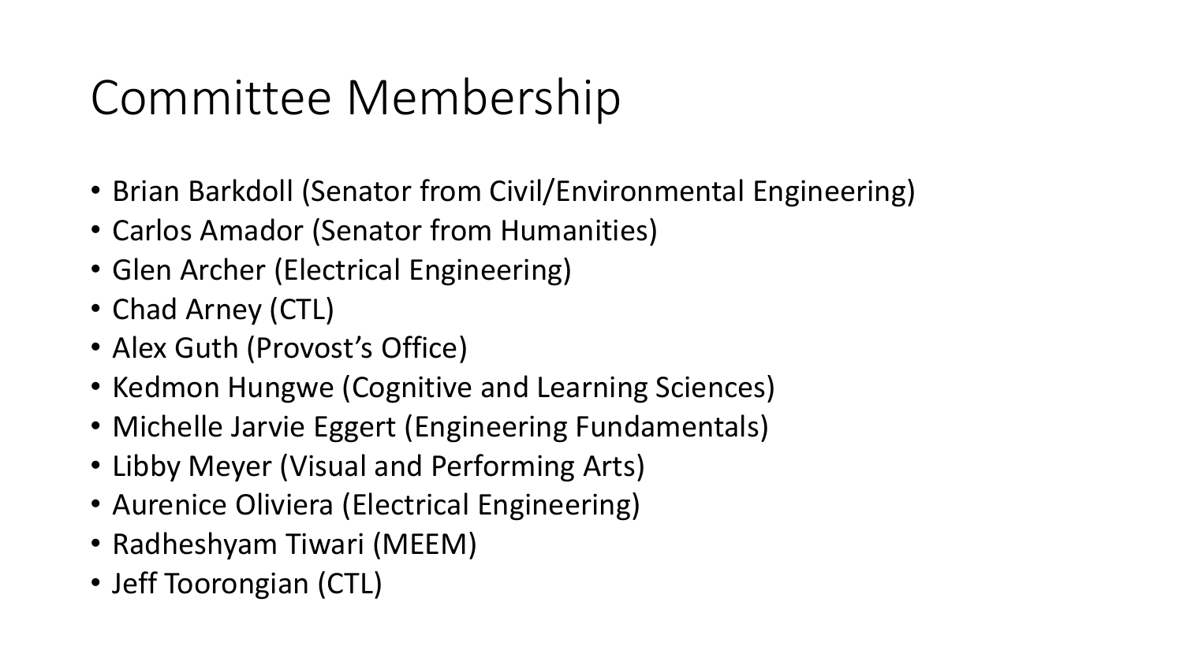# Committee Membership

- Brian Barkdoll (Senator from Civil/Environmental Engineering)
- Carlos Amador (Senator from Humanities)
- Glen Archer (Electrical Engineering)
- Chad Arney (CTL)
- Alex Guth (Provost's Office)
- Kedmon Hungwe (Cognitive and Learning Sciences)
- Michelle Jarvie Eggert (Engineering Fundamentals)
- Libby Meyer (Visual and Performing Arts)
- Aurenice Oliviera (Electrical Engineering)
- Radheshyam Tiwari (MEEM)
- Jeff Toorongian (CTL)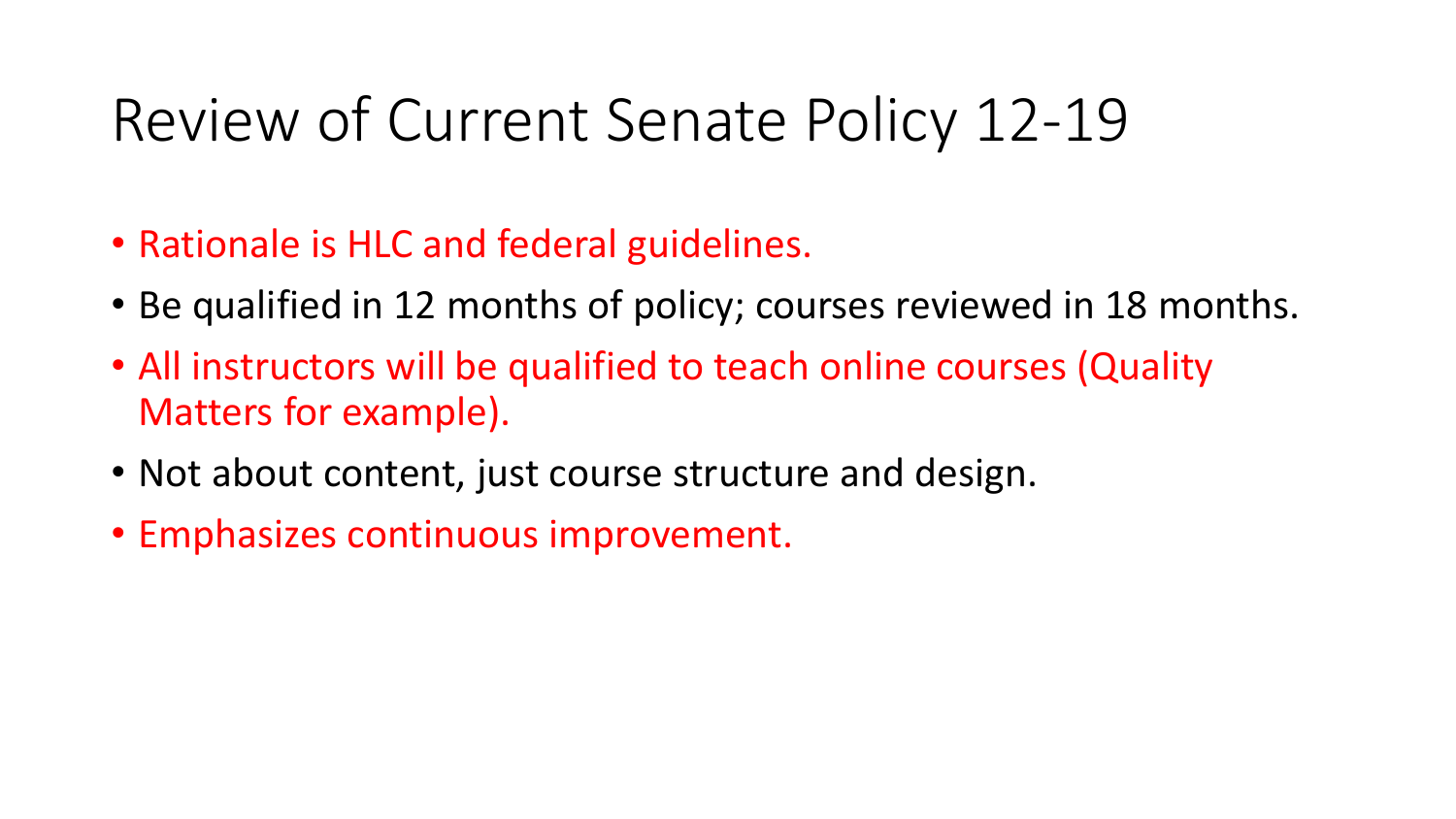# Review of Current Senate Policy 12-19

- Rationale is HLC and federal guidelines.
- Be qualified in 12 months of policy; courses reviewed in 18 months.
- All instructors will be qualified to teach online courses (Quality Matters for example).
- Not about content, just course structure and design.
- Emphasizes continuous improvement.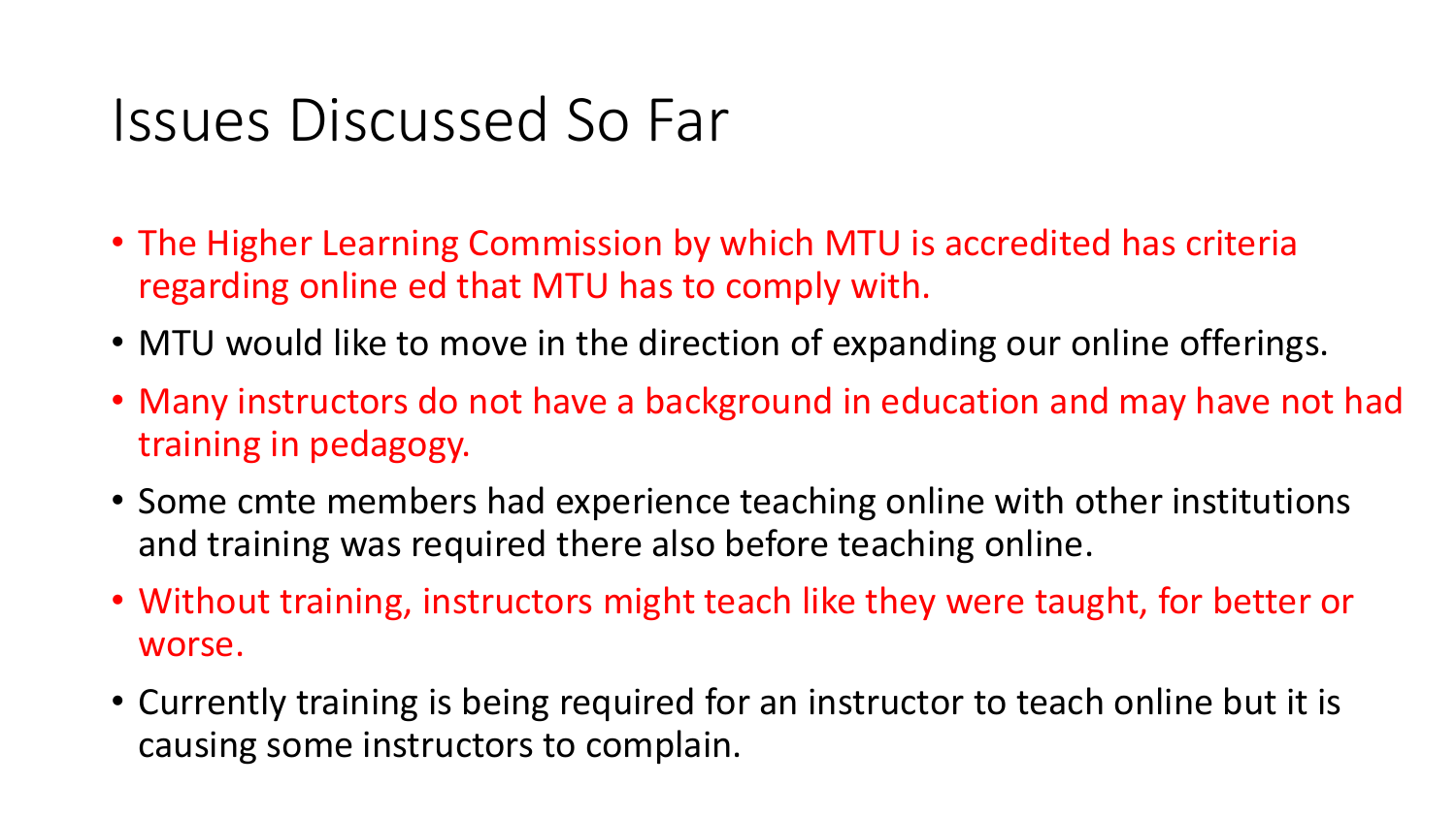# Issues Discussed So Far

- The Higher Learning Commission by which MTU is accredited has criteria regarding online ed that MTU has to comply with.
- MTU would like to move in the direction of expanding our online offerings.
- Many instructors do not have a background in education and may have not had training in pedagogy.
- Some cmte members had experience teaching online with other institutions and training was required there also before teaching online.
- Without training, instructors might teach like they were taught, for better or worse.
- Currently training is being required for an instructor to teach online but it is causing some instructors to complain.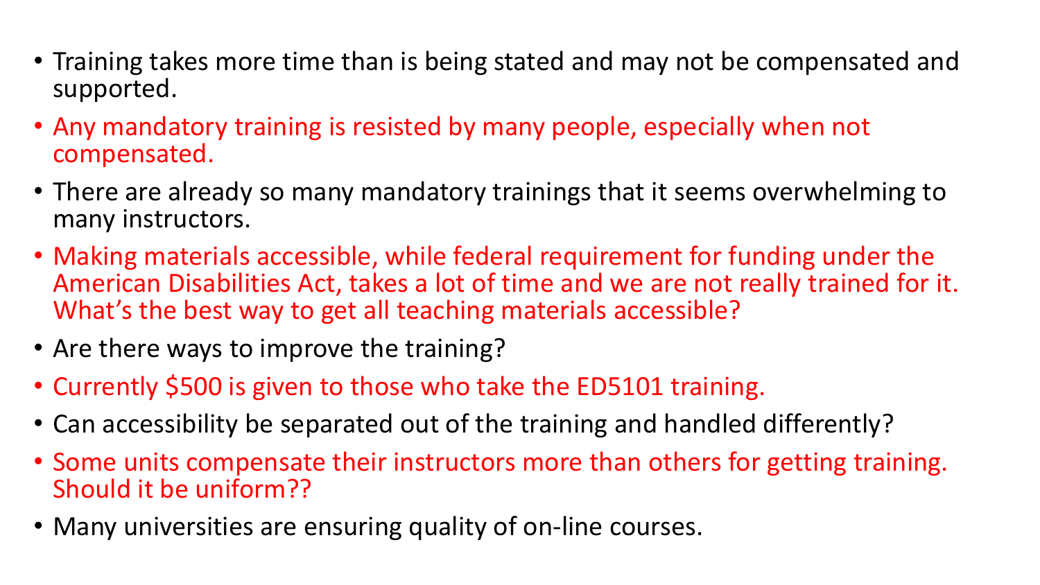- Training takes more time than is being stated and may not be compensated and supported.
- Any mandatory training is resisted by many people, especially when not compensated.
- There are already so many mandatory trainings that it seems overwhelming to many instructors.
- Making materials accessible, while federal requirement for funding under the American Disabilities Act, takes a lot of time and we are not really trained for it. What's the best way to get all teaching materials accessible?
- Are there ways to improve the training?
- Currently $500 is given to those who take the ED5101 training.
- Can accessibility be separated out of the training and handled differently?
- Some units compensate their instructors more than others for getting training. Should it be uniform??
- Many universities are ensuring quality of on-line courses.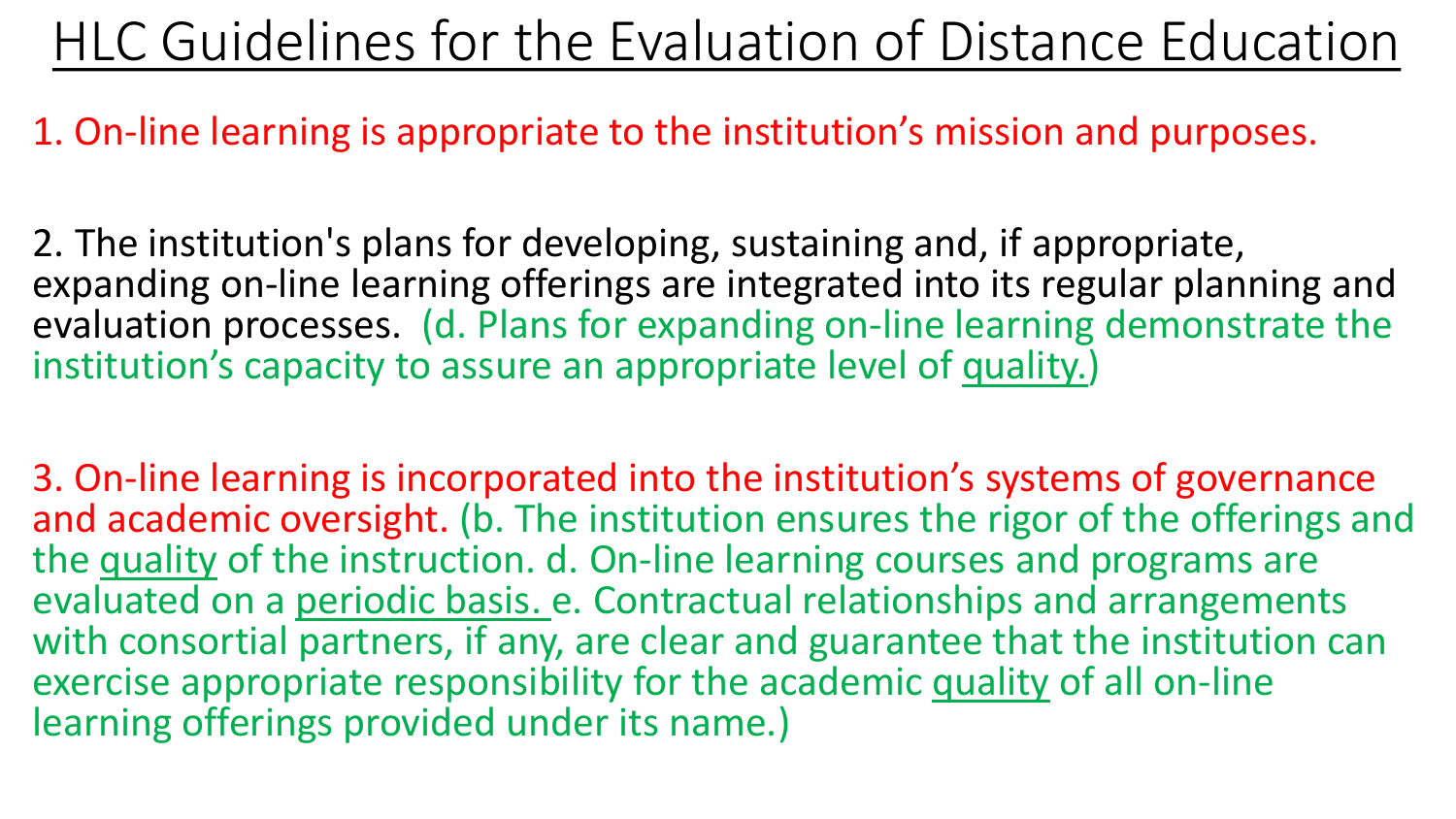# HLC Guidelines for the Evaluation of Distance Education

1. On-line learning is appropriate to the institution's mission and purposes.

2. The institution's plans for developing, sustaining and, if appropriate, expanding on-line learning offerings are integrated into its regular planning and evaluation processes. (d. Plans for expanding on-line learning demonstrate the institution's capacity to assure an appropriate level of quality.)

3. On-line learning is incorporated into the institution's systems of governance and academic oversight. (b. The institution ensures the rigor of the offerings and the quality of the instruction. d. On-line learning courses and programs are evaluated on a periodic basis. e. Contractual relationships and arrangements with consortial partners, if any, are clear and guarantee that the institution can exercise appropriate responsibility for the academic quality of all on-line learning offerings provided under its name.)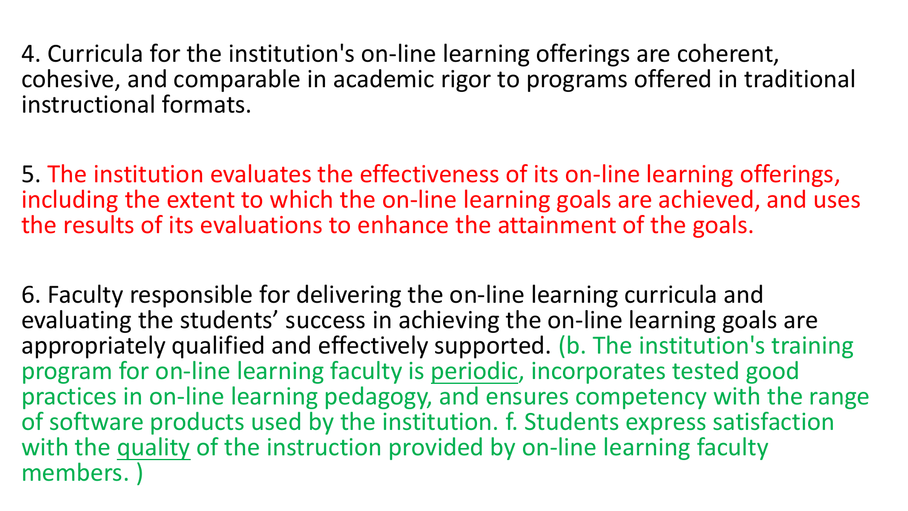4. Curricula for the institution's on-line learning offerings are coherent, cohesive, and comparable in academic rigor to programs offered in traditional instructional formats.

5. The institution evaluates the effectiveness of its on-line learning offerings, including the extent to which the on-line learning goals are achieved, and uses the results of its evaluations to enhance the attainment of the goals.

6. Faculty responsible for delivering the on-line learning curricula and evaluating the students' success in achieving the on-line learning goals are appropriately qualified and effectively supported. (b. The institution's training program for on-line learning faculty is <u>periodic</u>, incorporates tested good practices in on-line learning pedagogy, and ensures competency with the range of software products used by the institution. f. Students express satisfaction with the <u>quality</u> of the instruction provided by on-line learning faculty members. )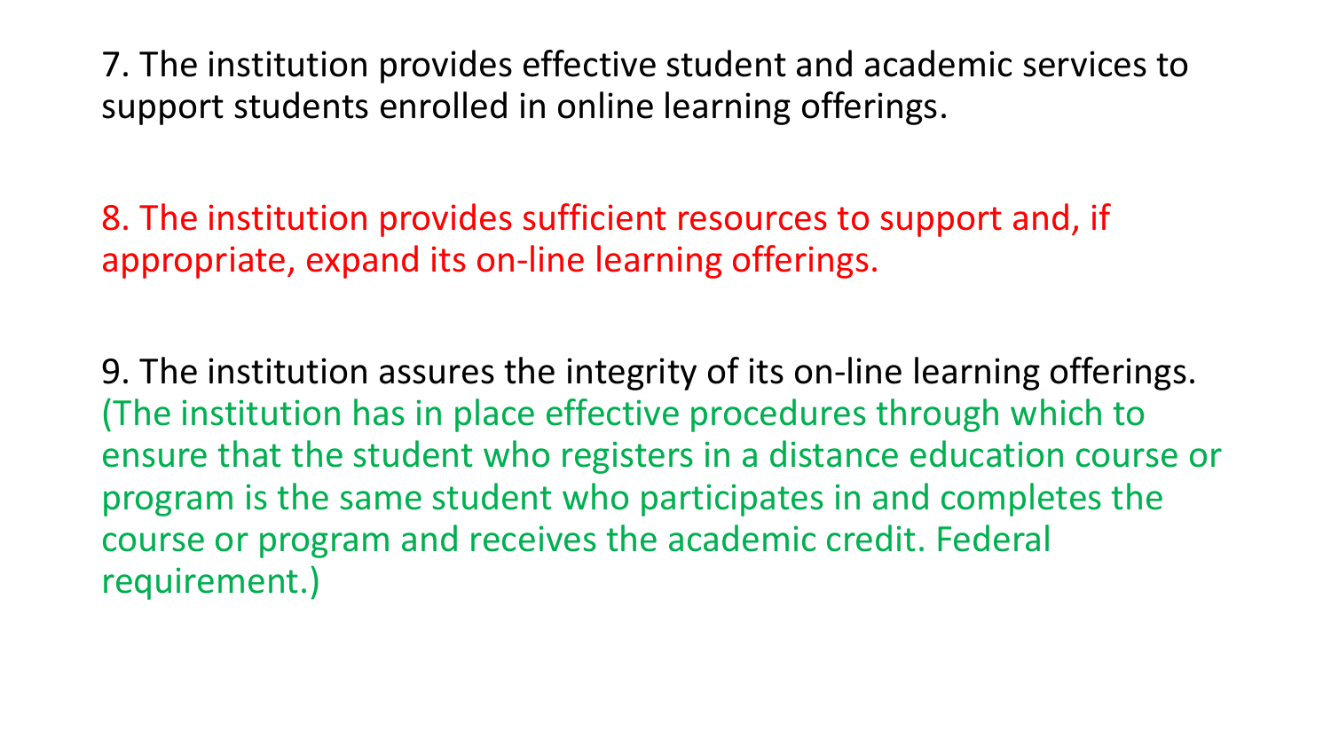7. The institution provides effective student and academic services to support students enrolled in online learning offerings.

8. The institution provides sufficient resources to support and, if appropriate, expand its on-line learning offerings.

9. The institution assures the integrity of its on-line learning offerings. (The institution has in place effective procedures through which to ensure that the student who registers in a distance education course or program is the same student who participates in and completes the course or program and receives the academic credit. Federal requirement.)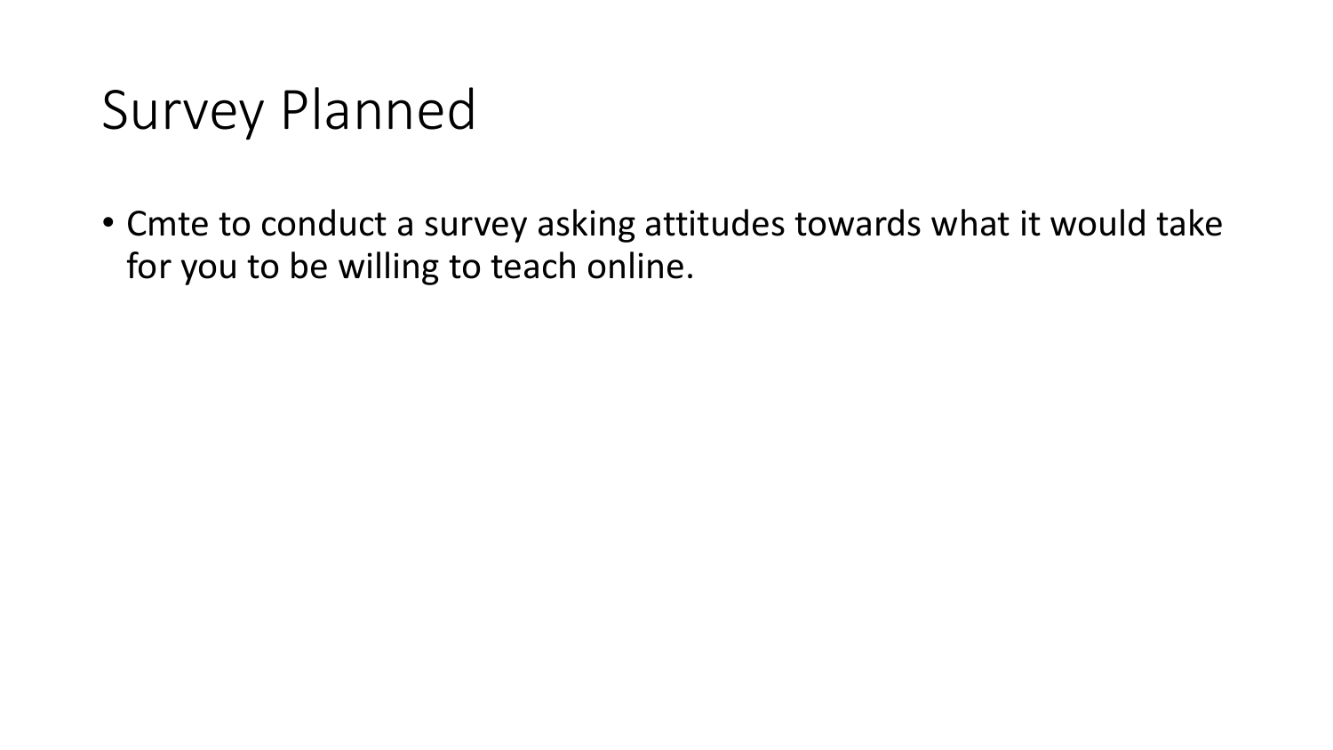# Survey Planned

- Cmte to conduct a survey asking attitudes towards what it would take for you to be willing to teach online.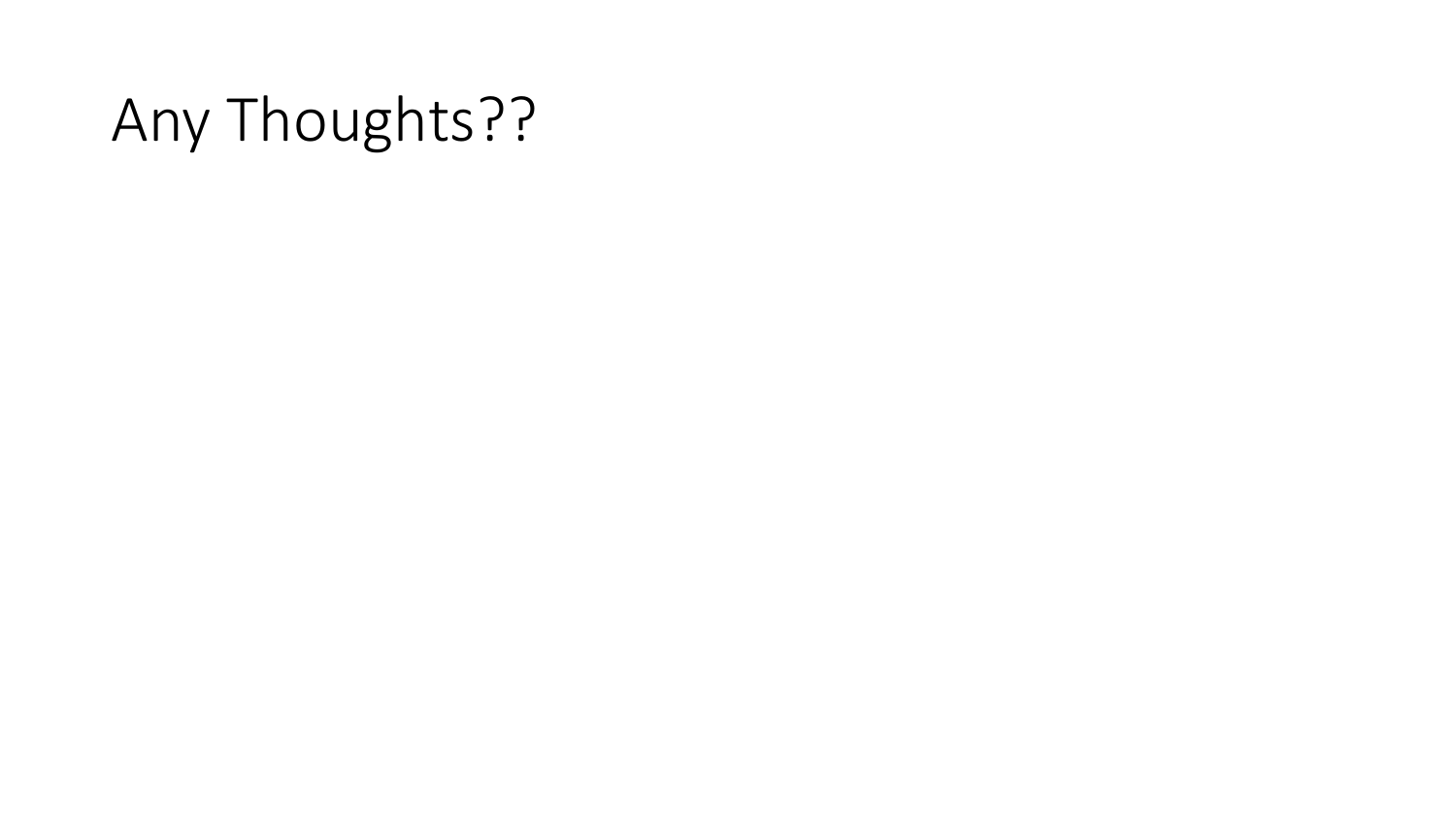# Any Thoughts??